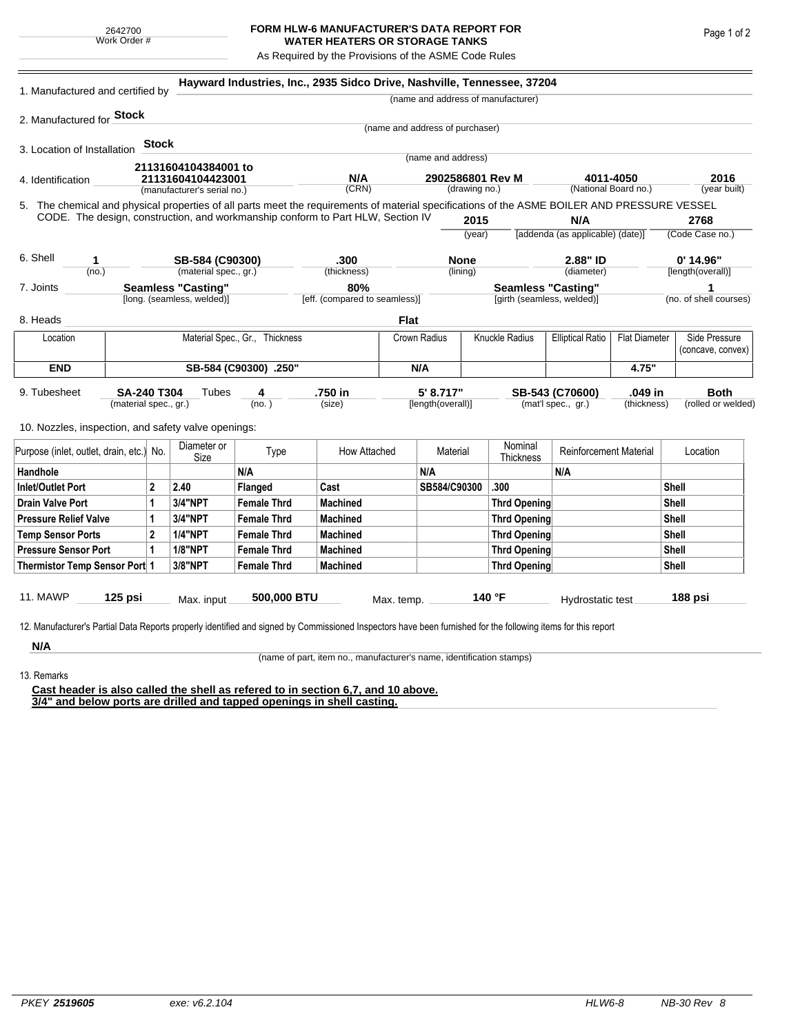2642700
Work Order #

# FORM HLW-6 MANUFACTURER'S DATA REPORT FOR WATER HEATERS OR STORAGE TANKS

As Required by the Provisions of the ASME Code Rules

1. Manufactured and certified by **Hayward Industries, Inc., 2935 Sidco Drive, Nashville, Tennessee, 37204**
(name and address of manufacturer)

2. Manufactured for **Stock**
(name and address of purchaser)

3. Location of Installation **Stock**
(name and address)

4. Identification **21131604104384001 to 21131604104423001** (manufacturer's serial no.) **N/A** (CRN) **2902586801 Rev M** (drawing no.) **4011-4050** (National Board no.) **2016** (year built)

5. The chemical and physical properties of all parts meet the requirements of material specifications of the ASME BOILER AND PRESSURE VESSEL CODE. The design, construction, and workmanship conform to Part HLW, Section IV **2015** (year) **N/A** [addenda (as applicable) (date)] **2768** (Code Case no.)

6. Shell **1** (no.) **SB-584 (C90300)** (material spec., gr.) **.300** (thickness) **None** (lining) **2.88" ID** (diameter) **0' 14.96"** [length(overall)]

7. Joints **Seamless "Casting"** [long. (seamless, welded)] **80%** [eff. (compared to seamless)] **Seamless "Casting"** [girth (seamless, welded)] **1** (no. of shell courses)

8. Heads **Flat**

| Location | Material Spec., Gr., Thickness | Crown Radius | Knuckle Radius | Elliptical Ratio | Flat Diameter | Side Pressure (concave, convex) |
|---|---|---|---|---|---|---|
| **END** | **SB-584 (C90300) .250"** | **N/A** | | | **4.75"** | |

9. Tubesheet **SA-240 T304** (material spec., gr.) Tubes **4** (no.) **.750 in** (size) **5' 8.717"** [length(overall)] **SB-543 (C70600)** (mat'l spec., gr.) **.049 in** (thickness) **Both** (rolled or welded)

10. Nozzles, inspection, and safety valve openings:

| Purpose (inlet, outlet, drain, etc.) | No. | Diameter or Size | Type | How Attached | Material | Nominal Thickness | Reinforcement Material | Location |
|---|---|---|---|---|---|---|---|---|
| **Handhole** | | | **N/A** | | **N/A** | | **N/A** | |
| **Inlet/Outlet Port** | **2** | **2.40** | **Flanged** | **Cast** | **SB584/C90300** | **.300** | | **Shell** |
| **Drain Valve Port** | **1** | **3/4"NPT** | **Female Thrd** | **Machined** | | **Thrd Opening** | | **Shell** |
| **Pressure Relief Valve** | **1** | **3/4"NPT** | **Female Thrd** | **Machined** | | **Thrd Opening** | | **Shell** |
| **Temp Sensor Ports** | **2** | **1/4"NPT** | **Female Thrd** | **Machined** | | **Thrd Opening** | | **Shell** |
| **Pressure Sensor Port** | **1** | **1/8"NPT** | **Female Thrd** | **Machined** | | **Thrd Opening** | | **Shell** |
| **Thermistor Temp Sensor Port** | **1** | **3/8"NPT** | **Female Thrd** | **Machined** | | **Thrd Opening** | | **Shell** |

11. MAWP **125 psi** Max. input **500,000 BTU** Max. temp. **140 °F** Hydrostatic test **188 psi**

12. Manufacturer's Partial Data Reports properly identified and signed by Commissioned Inspectors have been furnished for the following items for this report

**N/A**
(name of part, item no., manufacturer's name, identification stamps)

13. Remarks

**Cast header is also called the shell as refered to in section 6,7, and 10 above.**
**3/4" and below ports are drilled and tapped openings in shell casting.**

PKEY **2519605** exe: v6.2.104 HLW6-8 NB-30 Rev 8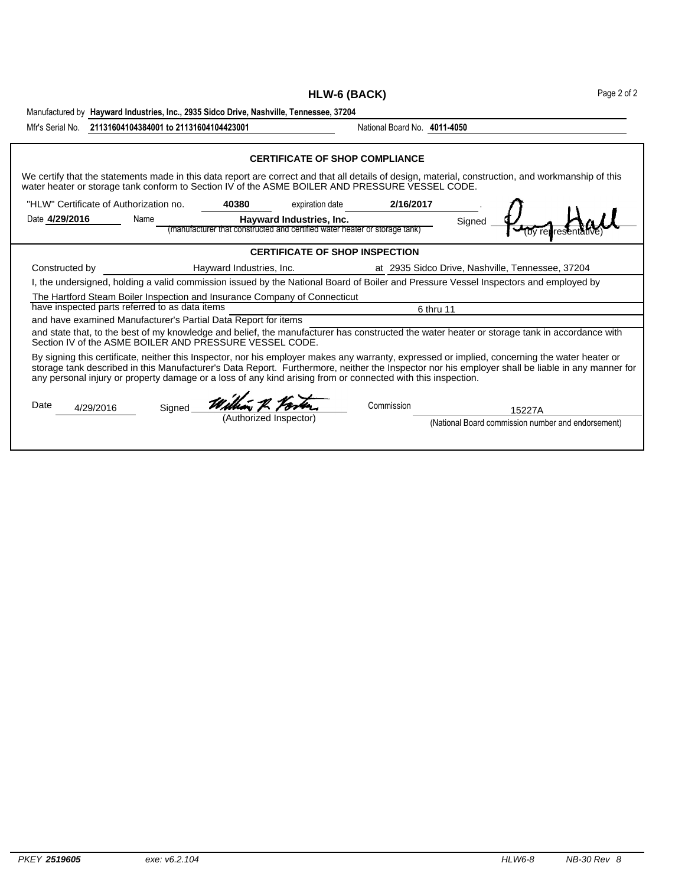# HLW-6 (BACK)

Manufactured by **Hayward Industries, Inc., 2935 Sidco Drive, Nashville, Tennessee, 37204**

Mfr's Serial No. **21131604104384001 to 21131604104423001** National Board No. **4011-4050**

## CERTIFICATE OF SHOP COMPLIANCE

We certify that the statements made in this data report are correct and that all details of design, material, construction, and workmanship of this water heater or storage tank conform to Section IV of the ASME BOILER AND PRESSURE VESSEL CODE.

"HLW" Certificate of Authorization no. **40380** expiration date **2/16/2017**.

Date **4/29/2016** Name **Hayward Industries, Inc.** (manufacturer that constructed and certified water heater or storage tank) Signed (by representative)

## CERTIFICATE OF SHOP INSPECTION

Constructed by Hayward Industries, Inc. at 2935 Sidco Drive, Nashville, Tennessee, 37204

I, the undersigned, holding a valid commission issued by the National Board of Boiler and Pressure Vessel Inspectors and employed by The Hartford Steam Boiler Inspection and Insurance Company of Connecticut

have inspected parts referred to as data items 6 thru 11

and have examined Manufacturer's Partial Data Report for items

and state that, to the best of my knowledge and belief, the manufacturer has constructed the water heater or storage tank in accordance with Section IV of the ASME BOILER AND PRESSURE VESSEL CODE.

By signing this certificate, neither this Inspector, nor his employer makes any warranty, expressed or implied, concerning the water heater or storage tank described in this Manufacturer's Data Report. Furthermore, neither the Inspector nor his employer shall be liable in any manner for any personal injury or property damage or a loss of any kind arising from or connected with this inspection.

Date 4/29/2016 Signed (Authorized Inspector) Commission 15227A (National Board commission number and endorsement)

PKEY 2519605 exe: v6.2.104 HLW6-8 NB-30 Rev 8